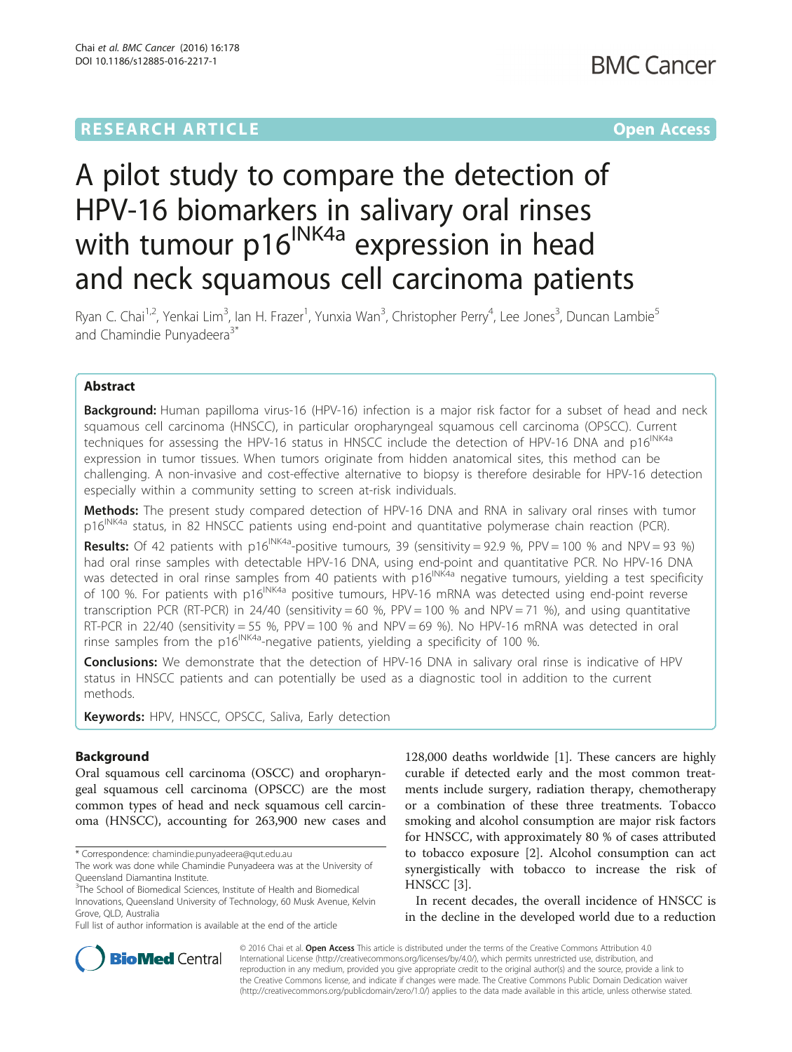# A pilot study to compare the detection of HPV-16 biomarkers in salivary oral rinses with tumour p16$^{INK4a}$ expression in head and neck squamous cell carcinoma patients

Ryan C. Chai[1,2], Yenkai Lim[3], Ian H. Frazer[1], Yunxia Wan[3], Christopher Perry[4], Lee Jones[3], Duncan Lambie[5] and Chamindie Punyadeera[3*]

## Abstract

**Background:** Human papilloma virus-16 (HPV-16) infection is a major risk factor for a subset of head and neck squamous cell carcinoma (HNSCC), in particular oropharyngeal squamous cell carcinoma (OPSCC). Current techniques for assessing the HPV-16 status in HNSCC include the detection of HPV-16 DNA and p16$^{INK4a}$ expression in tumor tissues. When tumors originate from hidden anatomical sites, this method can be challenging. A non-invasive and cost-effective alternative to biopsy is therefore desirable for HPV-16 detection especially within a community setting to screen at-risk individuals.

**Methods:** The present study compared detection of HPV-16 DNA and RNA in salivary oral rinses with tumor p16$^{INK4a}$ status, in 82 HNSCC patients using end-point and quantitative polymerase chain reaction (PCR).

**Results:** Of 42 patients with p16$^{INK4a}$-positive tumours, 39 (sensitivity = 92.9 %, PPV = 100 % and NPV = 93 %) had oral rinse samples with detectable HPV-16 DNA, using end-point and quantitative PCR. No HPV-16 DNA was detected in oral rinse samples from 40 patients with p16$^{INK4a}$ negative tumours, yielding a test specificity of 100 %. For patients with p16$^{INK4a}$ positive tumours, HPV-16 mRNA was detected using end-point reverse transcription PCR (RT-PCR) in 24/40 (sensitivity = 60 %, PPV = 100 % and NPV = 71 %), and using quantitative RT-PCR in 22/40 (sensitivity = 55 %, PPV = 100 % and NPV = 69 %). No HPV-16 mRNA was detected in oral rinse samples from the p16$^{INK4a}$-negative patients, yielding a specificity of 100 %.

**Conclusions:** We demonstrate that the detection of HPV-16 DNA in salivary oral rinse is indicative of HPV status in HNSCC patients and can potentially be used as a diagnostic tool in addition to the current methods.

**Keywords:** HPV, HNSCC, OPSCC, Saliva, Early detection

## Background

Oral squamous cell carcinoma (OSCC) and oropharyngeal squamous cell carcinoma (OPSCC) are the most common types of head and neck squamous cell carcinoma (HNSCC), accounting for 263,900 new cases and 128,000 deaths worldwide [1]. These cancers are highly curable if detected early and the most common treatments include surgery, radiation therapy, chemotherapy or a combination of these three treatments. Tobacco smoking and alcohol consumption are major risk factors for HNSCC, with approximately 80 % of cases attributed to tobacco exposure [2]. Alcohol consumption can act synergistically with tobacco to increase the risk of HNSCC [3].

In recent decades, the overall incidence of HNSCC is in the decline in the developed world due to a reduction

\* Correspondence: chamindie.punyadeera@qut.edu.au
The work was done while Chamindie Punyadeera was at the University of Queensland Diamantina Institute.
[3]The School of Biomedical Sciences, Institute of Health and Biomedical Innovations, Queensland University of Technology, 60 Musk Avenue, Kelvin Grove, QLD, Australia
Full list of author information is available at the end of the article

© 2016 Chai et al. **Open Access** This article is distributed under the terms of the Creative Commons Attribution 4.0 International License (http://creativecommons.org/licenses/by/4.0/), which permits unrestricted use, distribution, and reproduction in any medium, provided you give appropriate credit to the original author(s) and the source, provide a link to the Creative Commons license, and indicate if changes were made. The Creative Commons Public Domain Dedication waiver (http://creativecommons.org/publicdomain/zero/1.0/) applies to the data made available in this article, unless otherwise stated.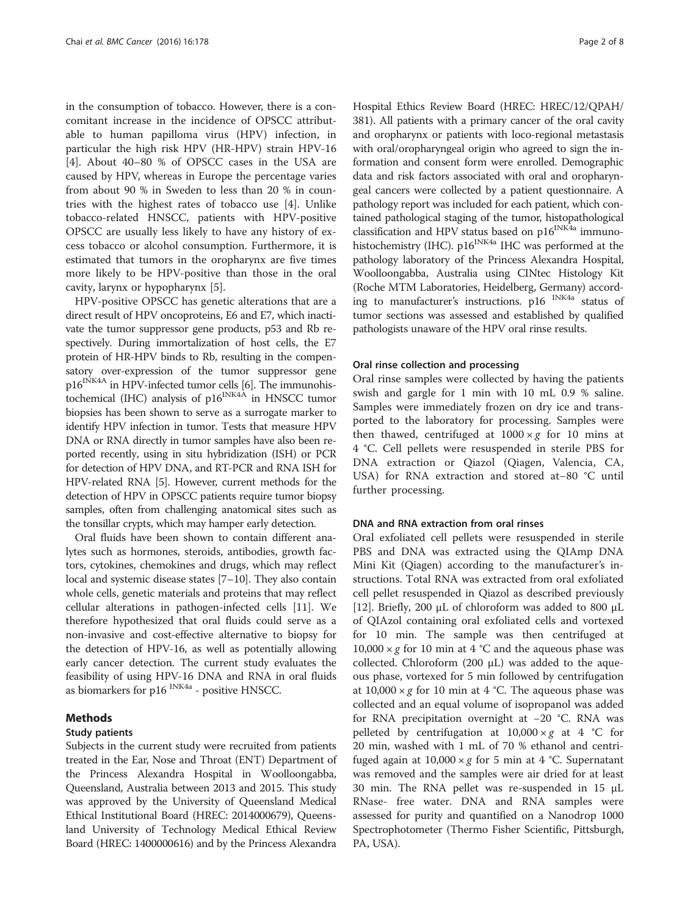in the consumption of tobacco. However, there is a concomitant increase in the incidence of OPSCC attributable to human papilloma virus (HPV) infection, in particular the high risk HPV (HR-HPV) strain HPV-16 [4]. About 40–80 % of OPSCC cases in the USA are caused by HPV, whereas in Europe the percentage varies from about 90 % in Sweden to less than 20 % in countries with the highest rates of tobacco use [4]. Unlike tobacco-related HNSCC, patients with HPV-positive OPSCC are usually less likely to have any history of excess tobacco or alcohol consumption. Furthermore, it is estimated that tumors in the oropharynx are five times more likely to be HPV-positive than those in the oral cavity, larynx or hypopharynx [5].

HPV-positive OPSCC has genetic alterations that are a direct result of HPV oncoproteins, E6 and E7, which inactivate the tumor suppressor gene products, p53 and Rb respectively. During immortalization of host cells, the E7 protein of HR-HPV binds to Rb, resulting in the compensatory over-expression of the tumor suppressor gene $p16^{INK4A}$ in HPV-infected tumor cells [6]. The immunohistochemical (IHC) analysis of $p16^{INK4A}$ in HNSCC tumor biopsies has been shown to serve as a surrogate marker to identify HPV infection in tumor. Tests that measure HPV DNA or RNA directly in tumor samples have also been reported recently, using in situ hybridization (ISH) or PCR for detection of HPV DNA, and RT-PCR and RNA ISH for HPV-related RNA [5]. However, current methods for the detection of HPV in OPSCC patients require tumor biopsy samples, often from challenging anatomical sites such as the tonsillar crypts, which may hamper early detection.

Oral fluids have been shown to contain different analytes such as hormones, steroids, antibodies, growth factors, cytokines, chemokines and drugs, which may reflect local and systemic disease states [7–10]. They also contain whole cells, genetic materials and proteins that may reflect cellular alterations in pathogen-infected cells [11]. We therefore hypothesized that oral fluids could serve as a non-invasive and cost-effective alternative to biopsy for the detection of HPV-16, as well as potentially allowing early cancer detection. The current study evaluates the feasibility of using HPV-16 DNA and RNA in oral fluids as biomarkers for $p16^{INK4a}$ - positive HNSCC.

## Methods

### Study patients

Subjects in the current study were recruited from patients treated in the Ear, Nose and Throat (ENT) Department of the Princess Alexandra Hospital in Woolloongabba, Queensland, Australia between 2013 and 2015. This study was approved by the University of Queensland Medical Ethical Institutional Board (HREC: 2014000679), Queensland University of Technology Medical Ethical Review Board (HREC: 1400000616) and by the Princess Alexandra Hospital Ethics Review Board (HREC: HREC/12/QPAH/381). All patients with a primary cancer of the oral cavity and oropharynx or patients with loco-regional metastasis with oral/oropharyngeal origin who agreed to sign the information and consent form were enrolled. Demographic data and risk factors associated with oral and oropharyngeal cancers were collected by a patient questionnaire. A pathology report was included for each patient, which contained pathological staging of the tumor, histopathological classification and HPV status based on $p16^{INK4a}$ immunohistochemistry (IHC). $p16^{INK4a}$ IHC was performed at the pathology laboratory of the Princess Alexandra Hospital, Woolloongabba, Australia using CINtec Histology Kit (Roche MTM Laboratories, Heidelberg, Germany) according to manufacturer's instructions. $p16^{INK4a}$ status of tumor sections was assessed and established by qualified pathologists unaware of the HPV oral rinse results.

### Oral rinse collection and processing

Oral rinse samples were collected by having the patients swish and gargle for 1 min with 10 mL 0.9 % saline. Samples were immediately frozen on dry ice and transported to the laboratory for processing. Samples were then thawed, centrifuged at $1000 \times g$ for 10 mins at 4 °C. Cell pellets were resuspended in sterile PBS for DNA extraction or Qiazol (Qiagen, Valencia, CA, USA) for RNA extraction and stored at−80 °C until further processing.

### DNA and RNA extraction from oral rinses

Oral exfoliated cell pellets were resuspended in sterile PBS and DNA was extracted using the QIAmp DNA Mini Kit (Qiagen) according to the manufacturer's instructions. Total RNA was extracted from oral exfoliated cell pellet resuspended in Qiazol as described previously [12]. Briefly, 200 μL of chloroform was added to 800 μL of QIAzol containing oral exfoliated cells and vortexed for 10 min. The sample was then centrifuged at $10{,}000 \times g$ for 10 min at 4 °C and the aqueous phase was collected. Chloroform (200 μL) was added to the aqueous phase, vortexed for 5 min followed by centrifugation at $10{,}000 \times g$ for 10 min at 4 °C. The aqueous phase was collected and an equal volume of isopropanol was added for RNA precipitation overnight at −20 °C. RNA was pelleted by centrifugation at $10{,}000 \times g$ at 4 °C for 20 min, washed with 1 mL of 70 % ethanol and centrifuged again at $10{,}000 \times g$ for 5 min at 4 °C. Supernatant was removed and the samples were air dried for at least 30 min. The RNA pellet was re-suspended in 15 μL RNase- free water. DNA and RNA samples were assessed for purity and quantified on a Nanodrop 1000 Spectrophotometer (Thermo Fisher Scientific, Pittsburgh, PA, USA).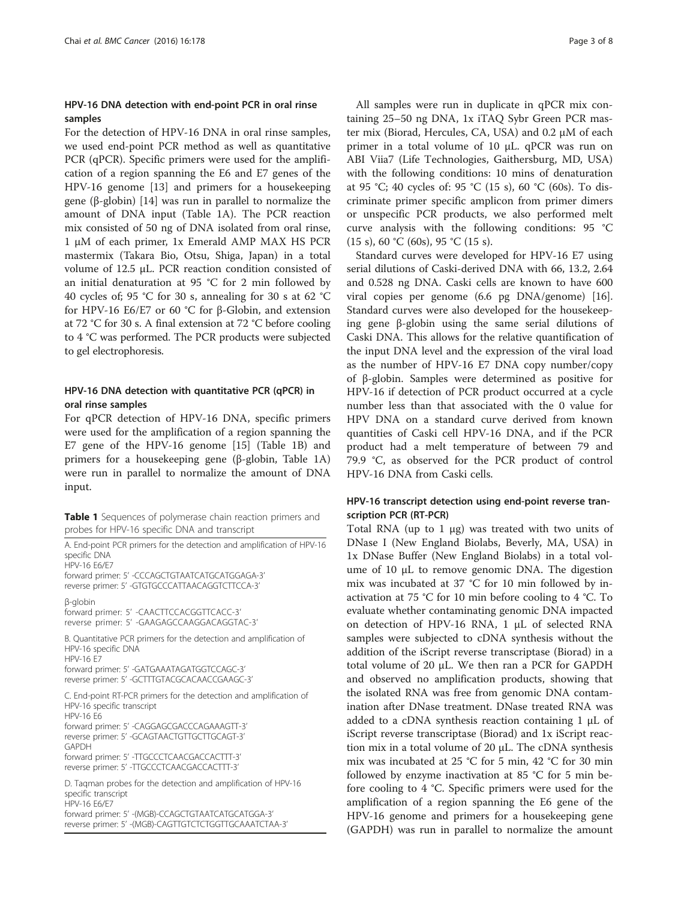### HPV-16 DNA detection with end-point PCR in oral rinse samples

For the detection of HPV-16 DNA in oral rinse samples, we used end-point PCR method as well as quantitative PCR (qPCR). Specific primers were used for the amplification of a region spanning the E6 and E7 genes of the HPV-16 genome [13] and primers for a housekeeping gene (β-globin) [14] was run in parallel to normalize the amount of DNA input (Table 1A). The PCR reaction mix consisted of 50 ng of DNA isolated from oral rinse, 1 μM of each primer, 1x Emerald AMP MAX HS PCR mastermix (Takara Bio, Otsu, Shiga, Japan) in a total volume of 12.5 μL. PCR reaction condition consisted of an initial denaturation at 95 °C for 2 min followed by 40 cycles of; 95 °C for 30 s, annealing for 30 s at 62 °C for HPV-16 E6/E7 or 60 °C for β-Globin, and extension at 72 °C for 30 s. A final extension at 72 °C before cooling to 4 °C was performed. The PCR products were subjected to gel electrophoresis.

### HPV-16 DNA detection with quantitative PCR (qPCR) in oral rinse samples

For qPCR detection of HPV-16 DNA, specific primers were used for the amplification of a region spanning the E7 gene of the HPV-16 genome [15] (Table 1B) and primers for a housekeeping gene (β-globin, Table 1A) were run in parallel to normalize the amount of DNA input.

**Table 1** Sequences of polymerase chain reaction primers and probes for HPV-16 specific DNA and transcript

| |
|---|
| A. End-point PCR primers for the detection and amplification of HPV-16 specific DNA |
| HPV-16 E6/E7 |
| forward primer: 5′ -CCCAGCTGTAATCATGCATGGAGA-3′ |
| reverse primer: 5′ -GTGTGCCCATTAACAGGTCTTCCA-3′ |
| β-globin |
| forward primer: 5′ -CAACTTCCACGGTTCACC-3′ |
| reverse primer: 5′ -GAAGAGCCAAGGACAGGTAC-3′ |
| B. Quantitative PCR primers for the detection and amplification of HPV-16 specific DNA |
| HPV-16 E7 |
| forward primer: 5′ -GATGAAATAGATGGTCCAGC-3′ |
| reverse primer: 5′ -GCTTTGTACGCACAACCGAAGC-3′ |
| C. End-point RT-PCR primers for the detection and amplification of HPV-16 specific transcript |
| HPV-16 E6 |
| forward primer: 5′ -CAGGAGCGACCCAGAAAGTT-3′ |
| reverse primer: 5′ -GCAGTAACTGTTGCTTGCAGT-3′ |
| GAPDH |
| forward primer: 5′ -TTGCCCTCAACGACCACTTT-3′ |
| reverse primer: 5′ -TTGCCCTCAACGACCACTTT-3′ |
| D. Taqman probes for the detection and amplification of HPV-16 specific transcript |
| HPV-16 E6/E7 |
| forward primer: 5′ -(MGB)-CCAGCTGTAATCATGCATGGA-3′ |
| reverse primer: 5′ -(MGB)-CAGTTGTCTCTGGTTGCAAATCTAA-3′ |

All samples were run in duplicate in qPCR mix containing 25–50 ng DNA, 1x iTAQ Sybr Green PCR master mix (Biorad, Hercules, CA, USA) and 0.2 μM of each primer in a total volume of 10 μL. qPCR was run on ABI Viia7 (Life Technologies, Gaithersburg, MD, USA) with the following conditions: 10 mins of denaturation at 95 °C; 40 cycles of: 95 °C (15 s), 60 °C (60s). To discriminate primer specific amplicon from primer dimers or unspecific PCR products, we also performed melt curve analysis with the following conditions: 95 °C (15 s), 60 °C (60s), 95 °C (15 s).

Standard curves were developed for HPV-16 E7 using serial dilutions of Caski-derived DNA with 66, 13.2, 2.64 and 0.528 ng DNA. Caski cells are known to have 600 viral copies per genome (6.6 pg DNA/genome) [16]. Standard curves were also developed for the housekeeping gene β-globin using the same serial dilutions of Caski DNA. This allows for the relative quantification of the input DNA level and the expression of the viral load as the number of HPV-16 E7 DNA copy number/copy of β-globin. Samples were determined as positive for HPV-16 if detection of PCR product occurred at a cycle number less than that associated with the 0 value for HPV DNA on a standard curve derived from known quantities of Caski cell HPV-16 DNA, and if the PCR product had a melt temperature of between 79 and 79.9 °C, as observed for the PCR product of control HPV-16 DNA from Caski cells.

### HPV-16 transcript detection using end-point reverse transcription PCR (RT-PCR)

Total RNA (up to 1 μg) was treated with two units of DNase I (New England Biolabs, Beverly, MA, USA) in 1x DNase Buffer (New England Biolabs) in a total volume of 10 μL to remove genomic DNA. The digestion mix was incubated at 37 °C for 10 min followed by inactivation at 75 °C for 10 min before cooling to 4 °C. To evaluate whether contaminating genomic DNA impacted on detection of HPV-16 RNA, 1 μL of selected RNA samples were subjected to cDNA synthesis without the addition of the iScript reverse transcriptase (Biorad) in a total volume of 20 μL. We then ran a PCR for GAPDH and observed no amplification products, showing that the isolated RNA was free from genomic DNA contamination after DNase treatment. DNase treated RNA was added to a cDNA synthesis reaction containing 1 μL of iScript reverse transcriptase (Biorad) and 1x iScript reaction mix in a total volume of 20 μL. The cDNA synthesis mix was incubated at 25 °C for 5 min, 42 °C for 30 min followed by enzyme inactivation at 85 °C for 5 min before cooling to 4 °C. Specific primers were used for the amplification of a region spanning the E6 gene of the HPV-16 genome and primers for a housekeeping gene (GAPDH) was run in parallel to normalize the amount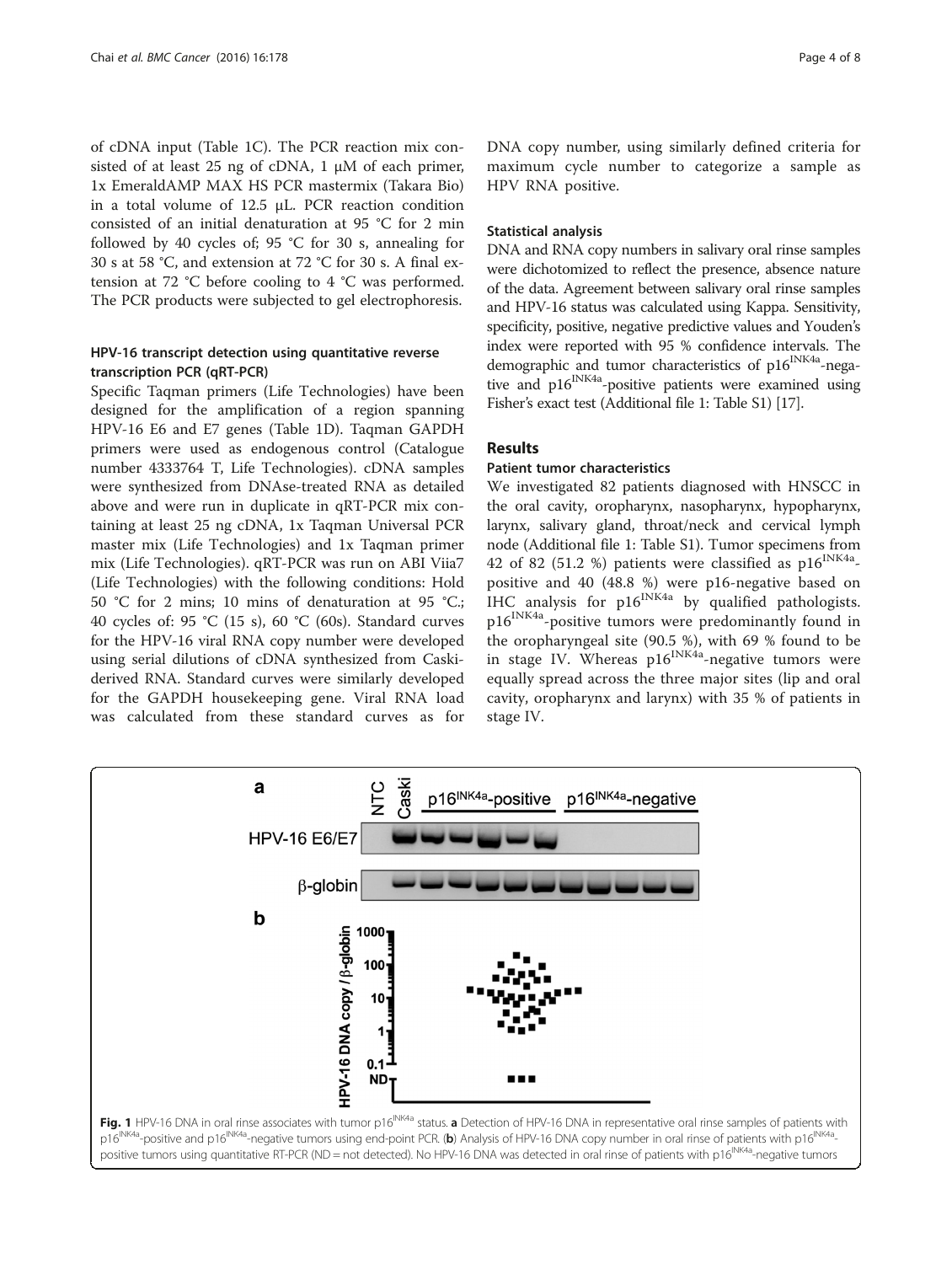of cDNA input (Table 1C). The PCR reaction mix consisted of at least 25 ng of cDNA, 1 μM of each primer, 1x EmeraldAMP MAX HS PCR mastermix (Takara Bio) in a total volume of 12.5 μL. PCR reaction condition consisted of an initial denaturation at 95 °C for 2 min followed by 40 cycles of; 95 °C for 30 s, annealing for 30 s at 58 °C, and extension at 72 °C for 30 s. A final extension at 72 °C before cooling to 4 °C was performed. The PCR products were subjected to gel electrophoresis.

### HPV-16 transcript detection using quantitative reverse transcription PCR (qRT-PCR)

Specific Taqman primers (Life Technologies) have been designed for the amplification of a region spanning HPV-16 E6 and E7 genes (Table 1D). Taqman GAPDH primers were used as endogenous control (Catalogue number 4333764 T, Life Technologies). cDNA samples were synthesized from DNAse-treated RNA as detailed above and were run in duplicate in qRT-PCR mix containing at least 25 ng cDNA, 1x Taqman Universal PCR master mix (Life Technologies) and 1x Taqman primer mix (Life Technologies). qRT-PCR was run on ABI Viia7 (Life Technologies) with the following conditions: Hold 50 °C for 2 mins; 10 mins of denaturation at 95 °C.; 40 cycles of: 95 °C (15 s), 60 °C (60s). Standard curves for the HPV-16 viral RNA copy number were developed using serial dilutions of cDNA synthesized from Caski-derived RNA. Standard curves were similarly developed for the GAPDH housekeeping gene. Viral RNA load was calculated from these standard curves as for DNA copy number, using similarly defined criteria for maximum cycle number to categorize a sample as HPV RNA positive.

### Statistical analysis

DNA and RNA copy numbers in salivary oral rinse samples were dichotomized to reflect the presence, absence nature of the data. Agreement between salivary oral rinse samples and HPV-16 status was calculated using Kappa. Sensitivity, specificity, positive, negative predictive values and Youden's index were reported with 95 % confidence intervals. The demographic and tumor characteristics of $p16^{INK4a}$-negative and $p16^{INK4a}$-positive patients were examined using Fisher's exact test (Additional file 1: Table S1) [17].

## Results

### Patient tumor characteristics

We investigated 82 patients diagnosed with HNSCC in the oral cavity, oropharynx, nasopharynx, hypopharynx, larynx, salivary gland, throat/neck and cervical lymph node (Additional file 1: Table S1). Tumor specimens from 42 of 82 (51.2 %) patients were classified as $p16^{INK4a}$-positive and 40 (48.8 %) were p16-negative based on IHC analysis for $p16^{INK4a}$ by qualified pathologists. $p16^{INK4a}$-positive tumors were predominantly found in the oropharyngeal site (90.5 %), with 69 % found to be in stage IV. Whereas $p16^{INK4a}$-negative tumors were equally spread across the three major sites (lip and oral cavity, oropharynx and larynx) with 35 % of patients in stage IV.

**Fig. 1** HPV-16 DNA in oral rinse associates with tumor $p16^{INK4a}$ status. **a** Detection of HPV-16 DNA in representative oral rinse samples of patients with $p16^{INK4a}$-positive and $p16^{INK4a}$-negative tumors using end-point PCR. (**b**) Analysis of HPV-16 DNA copy number in oral rinse of patients with $p16^{INK4a}$-positive tumors using quantitative RT-PCR (ND = not detected). No HPV-16 DNA was detected in oral rinse of patients with $p16^{INK4a}$-negative tumors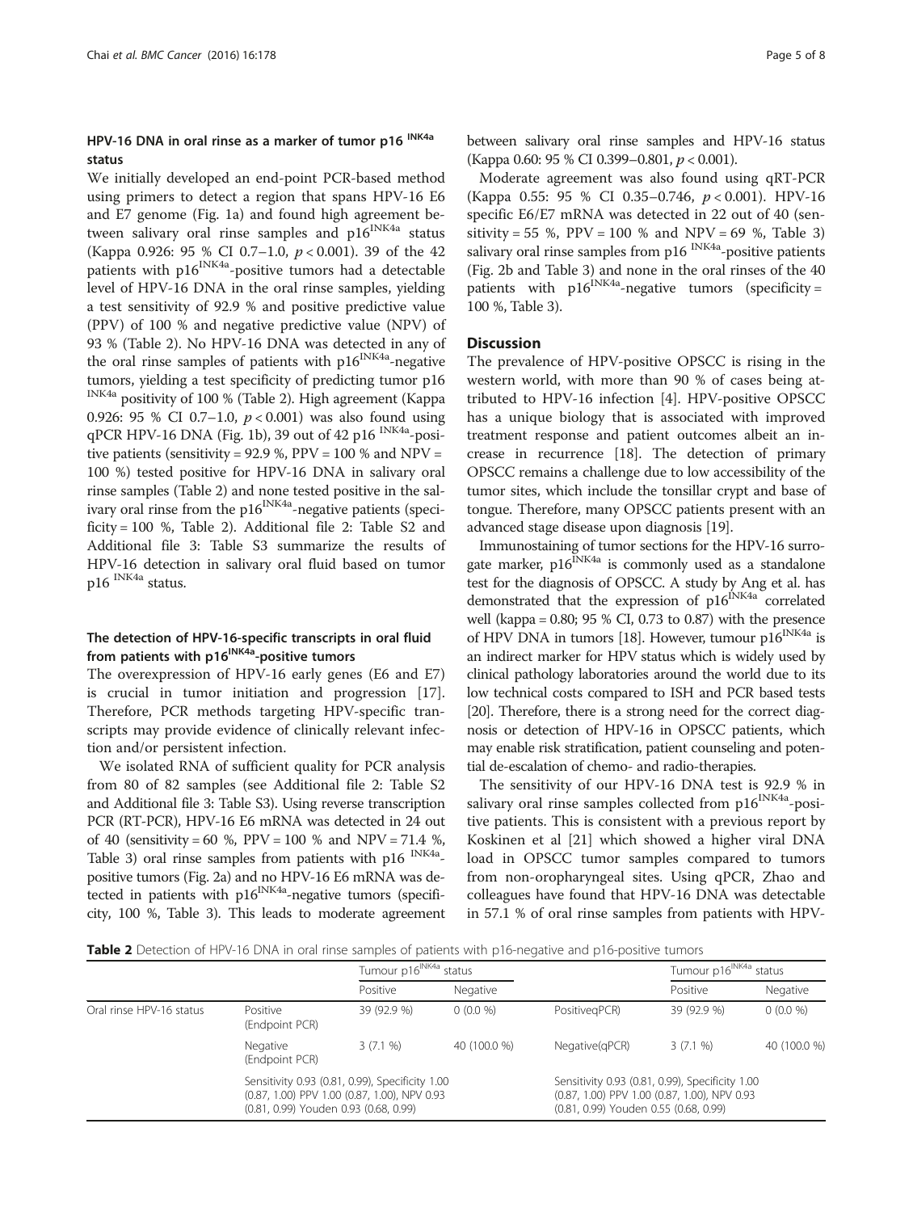### HPV-16 DNA in oral rinse as a marker of tumor p16 $^{INK4a}$ status

We initially developed an end-point PCR-based method using primers to detect a region that spans HPV-16 E6 and E7 genome (Fig. 1a) and found high agreement between salivary oral rinse samples and p16$^{INK4a}$ status (Kappa 0.926: 95 % CI 0.7–1.0, $p < 0.001$). 39 of the 42 patients with p16$^{INK4a}$-positive tumors had a detectable level of HPV-16 DNA in the oral rinse samples, yielding a test sensitivity of 92.9 % and positive predictive value (PPV) of 100 % and negative predictive value (NPV) of 93 % (Table 2). No HPV-16 DNA was detected in any of the oral rinse samples of patients with p16$^{INK4a}$-negative tumors, yielding a test specificity of predicting tumor p16 $^{INK4a}$ positivity of 100 % (Table 2). High agreement (Kappa 0.926: 95 % CI 0.7–1.0, $p < 0.001$) was also found using qPCR HPV-16 DNA (Fig. 1b), 39 out of 42 p16 $^{INK4a}$-positive patients (sensitivity = 92.9 %, PPV = 100 % and NPV = 100 %) tested positive for HPV-16 DNA in salivary oral rinse samples (Table 2) and none tested positive in the salivary oral rinse from the p16$^{INK4a}$-negative patients (specificity = 100 %, Table 2). Additional file 2: Table S2 and Additional file 3: Table S3 summarize the results of HPV-16 detection in salivary oral fluid based on tumor p16 $^{INK4a}$ status.

### The detection of HPV-16-specific transcripts in oral fluid from patients with p16$^{INK4a}$-positive tumors

The overexpression of HPV-16 early genes (E6 and E7) is crucial in tumor initiation and progression [17]. Therefore, PCR methods targeting HPV-specific transcripts may provide evidence of clinically relevant infection and/or persistent infection.

We isolated RNA of sufficient quality for PCR analysis from 80 of 82 samples (see Additional file 2: Table S2 and Additional file 3: Table S3). Using reverse transcription PCR (RT-PCR), HPV-16 E6 mRNA was detected in 24 out of 40 (sensitivity = 60 %, PPV = 100 % and NPV = 71.4 %, Table 3) oral rinse samples from patients with p16 $^{INK4a}$-positive tumors (Fig. 2a) and no HPV-16 E6 mRNA was detected in patients with p16$^{INK4a}$-negative tumors (specificity, 100 %, Table 3). This leads to moderate agreement between salivary oral rinse samples and HPV-16 status (Kappa 0.60: 95 % CI 0.399–0.801, $p < 0.001$).

Moderate agreement was also found using qRT-PCR (Kappa 0.55: 95 % CI 0.35–0.746, $p < 0.001$). HPV-16 specific E6/E7 mRNA was detected in 22 out of 40 (sensitivity = 55 %, PPV = 100 % and NPV = 69 %, Table 3) salivary oral rinse samples from p16 $^{INK4a}$-positive patients (Fig. 2b and Table 3) and none in the oral rinses of the 40 patients with p16$^{INK4a}$-negative tumors (specificity = 100 %, Table 3).

## Discussion

The prevalence of HPV-positive OPSCC is rising in the western world, with more than 90 % of cases being attributed to HPV-16 infection [4]. HPV-positive OPSCC has a unique biology that is associated with improved treatment response and patient outcomes albeit an increase in recurrence [18]. The detection of primary OPSCC remains a challenge due to low accessibility of the tumor sites, which include the tonsillar crypt and base of tongue. Therefore, many OPSCC patients present with an advanced stage disease upon diagnosis [19].

Immunostaining of tumor sections for the HPV-16 surrogate marker, p16$^{INK4a}$ is commonly used as a standalone test for the diagnosis of OPSCC. A study by Ang et al. has demonstrated that the expression of p16$^{INK4a}$ correlated well (kappa = 0.80; 95 % CI, 0.73 to 0.87) with the presence of HPV DNA in tumors [18]. However, tumour p16$^{INK4a}$ is an indirect marker for HPV status which is widely used by clinical pathology laboratories around the world due to its low technical costs compared to ISH and PCR based tests [20]. Therefore, there is a strong need for the correct diagnosis or detection of HPV-16 in OPSCC patients, which may enable risk stratification, patient counseling and potential de-escalation of chemo- and radio-therapies.

The sensitivity of our HPV-16 DNA test is 92.9 % in salivary oral rinse samples collected from p16$^{INK4a}$-positive patients. This is consistent with a previous report by Koskinen et al [21] which showed a higher viral DNA load in OPSCC tumor samples compared to tumors from non-oropharyngeal sites. Using qPCR, Zhao and colleagues have found that HPV-16 DNA was detectable in 57.1 % of oral rinse samples from patients with HPV-

**Table 2** Detection of HPV-16 DNA in oral rinse samples of patients with p16-negative and p16-positive tumors

| | | Tumour p16$^{INK4a}$ status | | | Tumour p16$^{INK4a}$ status | |
|---|---|---|---|---|---|---|
| | | Positive | Negative | | Positive | Negative |
| Oral rinse HPV-16 status | Positive (Endpoint PCR) | 39 (92.9 %) | 0 (0.0 %) | PositiveqPCR) | 39 (92.9 %) | 0 (0.0 %) |
| | Negative (Endpoint PCR) | 3 (7.1 %) | 40 (100.0 %) | Negative(qPCR) | 3 (7.1 %) | 40 (100.0 %) |
| | Sensitivity 0.93 (0.81, 0.99), Specificity 1.00 (0.87, 1.00) PPV 1.00 (0.87, 1.00), NPV 0.93 (0.81, 0.99) Youden 0.93 (0.68, 0.99) | | | Sensitivity 0.93 (0.81, 0.99), Specificity 1.00 (0.87, 1.00) PPV 1.00 (0.87, 1.00), NPV 0.93 (0.81, 0.99) Youden 0.55 (0.68, 0.99) | | |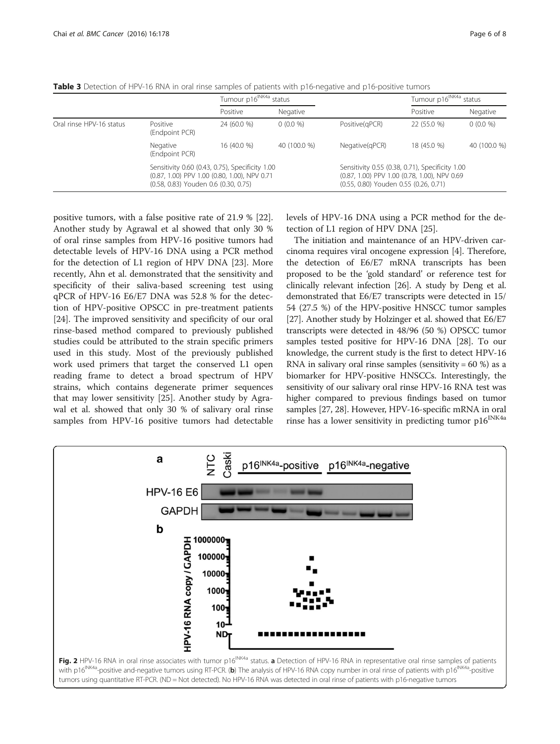**Table 3** Detection of HPV-16 RNA in oral rinse samples of patients with p16-negative and p16-positive tumors

| | | Tumour p16[INK4a] status | | | Tumour p16[INK4a] status | |
|---|---|---|---|---|---|---|
| | | Positive | Negative | | Positive | Negative |
| Oral rinse HPV-16 status | Positive (Endpoint PCR) | 24 (60.0 %) | 0 (0.0 %) | Positive(qPCR) | 22 (55.0 %) | 0 (0.0 %) |
| | Negative (Endpoint PCR) | 16 (40.0 %) | 40 (100.0 %) | Negative(qPCR) | 18 (45.0 %) | 40 (100.0 %) |
| | Sensitivity 0.60 (0.43, 0.75), Specificity 1.00 (0.87, 1.00) PPV 1.00 (0.80, 1.00), NPV 0.71 (0.58, 0.83) Youden 0.6 (0.30, 0.75) | | | Sensitivity 0.55 (0.38, 0.71), Specificity 1.00 (0.87, 1.00) PPV 1.00 (0.78, 1.00), NPV 0.69 (0.55, 0.80) Youden 0.55 (0.26, 0.71) | | |

positive tumors, with a false positive rate of 21.9 % [22]. Another study by Agrawal et al showed that only 30 % of oral rinse samples from HPV-16 positive tumors had detectable levels of HPV-16 DNA using a PCR method for the detection of L1 region of HPV DNA [23]. More recently, Ahn et al. demonstrated that the sensitivity and specificity of their saliva-based screening test using qPCR of HPV-16 E6/E7 DNA was 52.8 % for the detection of HPV-positive OPSCC in pre-treatment patients [24]. The improved sensitivity and specificity of our oral rinse-based method compared to previously published studies could be attributed to the strain specific primers used in this study. Most of the previously published work used primers that target the conserved L1 open reading frame to detect a broad spectrum of HPV strains, which contains degenerate primer sequences that may lower sensitivity [25]. Another study by Agrawal et al. showed that only 30 % of salivary oral rinse samples from HPV-16 positive tumors had detectable levels of HPV-16 DNA using a PCR method for the detection of L1 region of HPV DNA [25].

The initiation and maintenance of an HPV-driven carcinoma requires viral oncogene expression [4]. Therefore, the detection of E6/E7 mRNA transcripts has been proposed to be the 'gold standard' or reference test for clinically relevant infection [26]. A study by Deng et al. demonstrated that E6/E7 transcripts were detected in 15/54 (27.5 %) of the HPV-positive HNSCC tumor samples [27]. Another study by Holzinger et al. showed that E6/E7 transcripts were detected in 48/96 (50 %) OPSCC tumor samples tested positive for HPV-16 DNA [28]. To our knowledge, the current study is the first to detect HPV-16 RNA in salivary oral rinse samples (sensitivity = 60 %) as a biomarker for HPV-positive HNSCCs. Interestingly, the sensitivity of our salivary oral rinse HPV-16 RNA test was higher compared to previous findings based on tumor samples [27, 28]. However, HPV-16-specific mRNA in oral rinse has a lower sensitivity in predicting tumor p16[INK4a]

**Fig. 2** HPV-16 RNA in oral rinse associates with tumor p16[INK4a] status. **a** Detection of HPV-16 RNA in representative oral rinse samples of patients with p16[INK4a]-positive and-negative tumors using RT-PCR. (**b**) The analysis of HPV-16 RNA copy number in oral rinse of patients with p16[INK4a]-positive tumors using quantitative RT-PCR. (ND = Not detected). No HPV-16 RNA was detected in oral rinse of patients with p16-negative tumors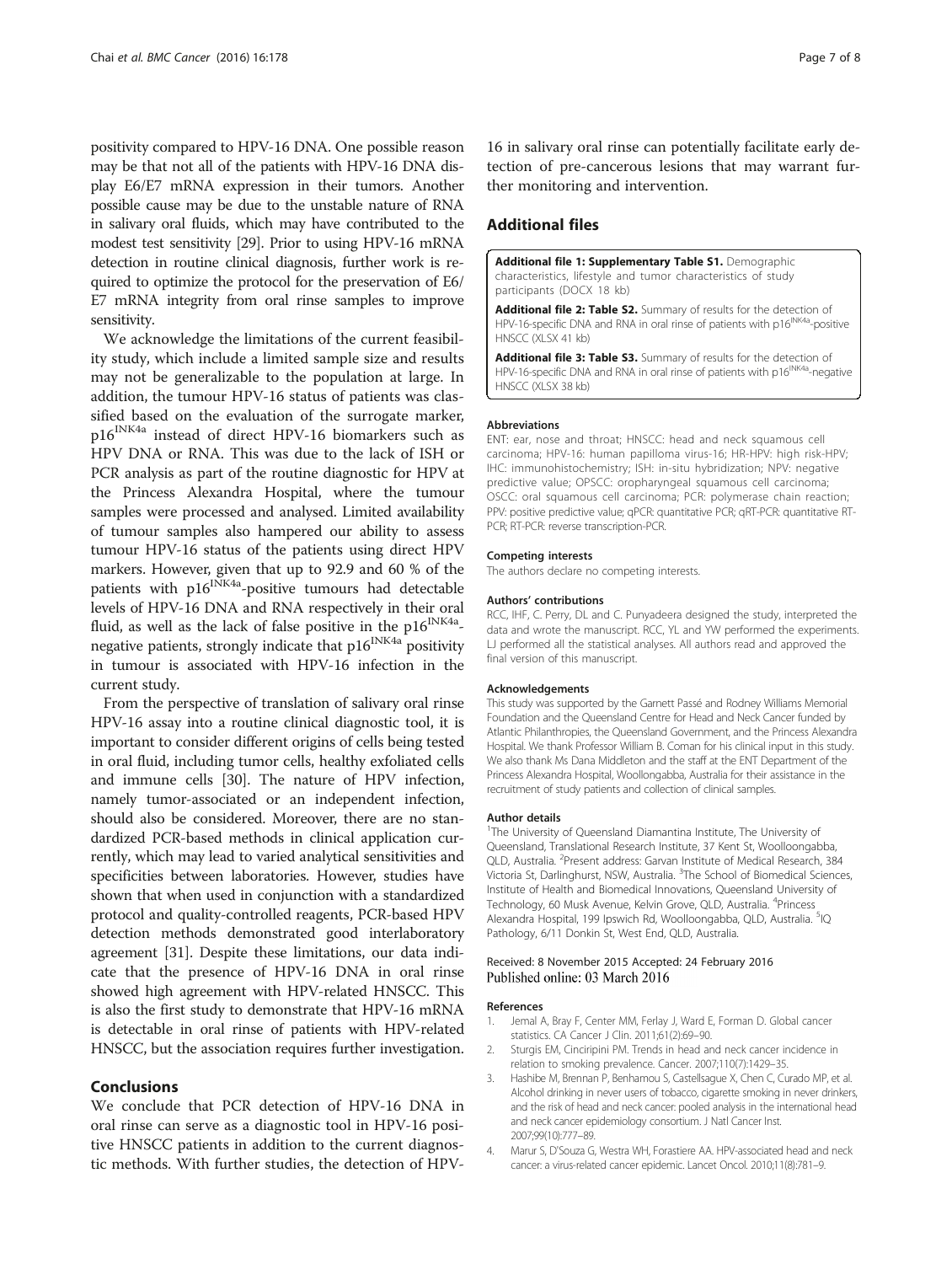positivity compared to HPV-16 DNA. One possible reason may be that not all of the patients with HPV-16 DNA display E6/E7 mRNA expression in their tumors. Another possible cause may be due to the unstable nature of RNA in salivary oral fluids, which may have contributed to the modest test sensitivity [29]. Prior to using HPV-16 mRNA detection in routine clinical diagnosis, further work is required to optimize the protocol for the preservation of E6/E7 mRNA integrity from oral rinse samples to improve sensitivity.

We acknowledge the limitations of the current feasibility study, which include a limited sample size and results may not be generalizable to the population at large. In addition, the tumour HPV-16 status of patients was classified based on the evaluation of the surrogate marker, $p16^{INK4a}$ instead of direct HPV-16 biomarkers such as HPV DNA or RNA. This was due to the lack of ISH or PCR analysis as part of the routine diagnostic for HPV at the Princess Alexandra Hospital, where the tumour samples were processed and analysed. Limited availability of tumour samples also hampered our ability to assess tumour HPV-16 status of the patients using direct HPV markers. However, given that up to 92.9 and 60 % of the patients with $p16^{INK4a}$-positive tumours had detectable levels of HPV-16 DNA and RNA respectively in their oral fluid, as well as the lack of false positive in the $p16^{INK4a}$-negative patients, strongly indicate that $p16^{INK4a}$ positivity in tumour is associated with HPV-16 infection in the current study.

From the perspective of translation of salivary oral rinse HPV-16 assay into a routine clinical diagnostic tool, it is important to consider different origins of cells being tested in oral fluid, including tumor cells, healthy exfoliated cells and immune cells [30]. The nature of HPV infection, namely tumor-associated or an independent infection, should also be considered. Moreover, there are no standardized PCR-based methods in clinical application currently, which may lead to varied analytical sensitivities and specificities between laboratories. However, studies have shown that when used in conjunction with a standardized protocol and quality-controlled reagents, PCR-based HPV detection methods demonstrated good interlaboratory agreement [31]. Despite these limitations, our data indicate that the presence of HPV-16 DNA in oral rinse showed high agreement with HPV-related HNSCC. This is also the first study to demonstrate that HPV-16 mRNA is detectable in oral rinse of patients with HPV-related HNSCC, but the association requires further investigation.

## Conclusions

We conclude that PCR detection of HPV-16 DNA in oral rinse can serve as a diagnostic tool in HPV-16 positive HNSCC patients in addition to the current diagnostic methods. With further studies, the detection of HPV-16 in salivary oral rinse can potentially facilitate early detection of pre-cancerous lesions that may warrant further monitoring and intervention.

## Additional files

**Additional file 1: Supplementary Table S1.** Demographic characteristics, lifestyle and tumor characteristics of study participants (DOCX 18 kb)

**Additional file 2: Table S2.** Summary of results for the detection of HPV-16-specific DNA and RNA in oral rinse of patients with $p16^{INK4a}$-positive HNSCC (XLSX 41 kb)

**Additional file 3: Table S3.** Summary of results for the detection of HPV-16-specific DNA and RNA in oral rinse of patients with $p16^{INK4a}$-negative HNSCC (XLSX 38 kb)

#### Abbreviations

ENT: ear, nose and throat; HNSCC: head and neck squamous cell carcinoma; HPV-16: human papilloma virus-16; HR-HPV: high risk-HPV; IHC: immunohistochemistry; ISH: in-situ hybridization; NPV: negative predictive value; OPSCC: oropharyngeal squamous cell carcinoma; OSCC: oral squamous cell carcinoma; PCR: polymerase chain reaction; PPV: positive predictive value; qPCR: quantitative PCR; qRT-PCR: quantitative RT-PCR; RT-PCR: reverse transcription-PCR.

#### Competing interests

The authors declare no competing interests.

#### Authors' contributions

RCC, IHF, C. Perry, DL and C. Punyadeera designed the study, interpreted the data and wrote the manuscript. RCC, YL and YW performed the experiments. LJ performed all the statistical analyses. All authors read and approved the final version of this manuscript.

#### Acknowledgements

This study was supported by the Garnett Passé and Rodney Williams Memorial Foundation and the Queensland Centre for Head and Neck Cancer funded by Atlantic Philanthropies, the Queensland Government, and the Princess Alexandra Hospital. We thank Professor William B. Coman for his clinical input in this study. We also thank Ms Dana Middleton and the staff at the ENT Department of the Princess Alexandra Hospital, Woollongabba, Australia for their assistance in the recruitment of study patients and collection of clinical samples.

#### Author details

[1]The University of Queensland Diamantina Institute, The University of Queensland, Translational Research Institute, 37 Kent St, Woolloongabba, QLD, Australia. [2]Present address: Garvan Institute of Medical Research, 384 Victoria St, Darlinghurst, NSW, Australia. [3]The School of Biomedical Sciences, Institute of Health and Biomedical Innovations, Queensland University of Technology, 60 Musk Avenue, Kelvin Grove, QLD, Australia. [4]Princess Alexandra Hospital, 199 Ipswich Rd, Woolloongabba, QLD, Australia. [5]IQ Pathology, 6/11 Donkin St, West End, QLD, Australia.

Received: 8 November 2015 Accepted: 24 February 2016
Published online: 03 March 2016

#### References

1. Jemal A, Bray F, Center MM, Ferlay J, Ward E, Forman D. Global cancer statistics. CA Cancer J Clin. 2011;61(2):69–90.
2. Sturgis EM, Cinciripini PM. Trends in head and neck cancer incidence in relation to smoking prevalence. Cancer. 2007;110(7):1429–35.
3. Hashibe M, Brennan P, Benhamou S, Castellsague X, Chen C, Curado MP, et al. Alcohol drinking in never users of tobacco, cigarette smoking in never drinkers, and the risk of head and neck cancer: pooled analysis in the international head and neck cancer epidemiology consortium. J Natl Cancer Inst. 2007;99(10):777–89.
4. Marur S, D'Souza G, Westra WH, Forastiere AA. HPV-associated head and neck cancer: a virus-related cancer epidemic. Lancet Oncol. 2010;11(8):781–9.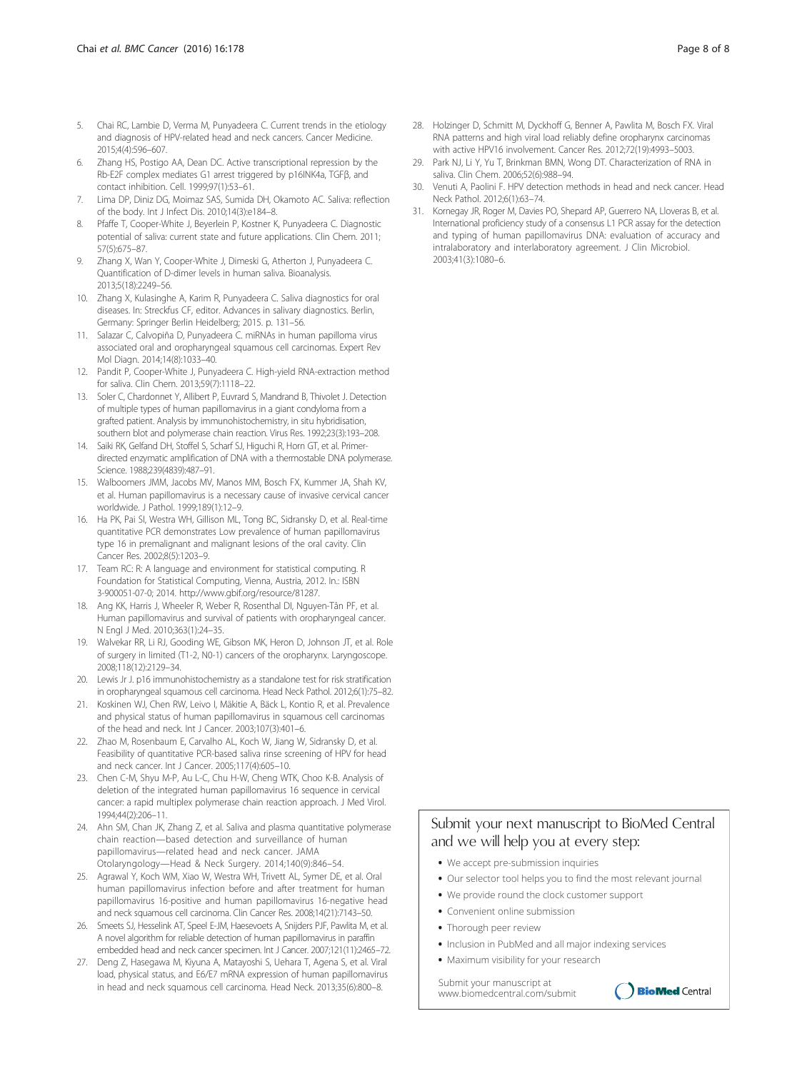5. Chai RC, Lambie D, Verma M, Punyadeera C. Current trends in the etiology and diagnosis of HPV-related head and neck cancers. Cancer Medicine. 2015;4(4):596–607.
6. Zhang HS, Postigo AA, Dean DC. Active transcriptional repression by the Rb-E2F complex mediates G1 arrest triggered by p16INK4a, TGFβ, and contact inhibition. Cell. 1999;97(1):53–61.
7. Lima DP, Diniz DG, Moimaz SAS, Sumida DH, Okamoto AC. Saliva: reflection of the body. Int J Infect Dis. 2010;14(3):e184–8.
8. Pfaffe T, Cooper-White J, Beyerlein P, Kostner K, Punyadeera C. Diagnostic potential of saliva: current state and future applications. Clin Chem. 2011; 57(5):675–87.
9. Zhang X, Wan Y, Cooper-White J, Dimeski G, Atherton J, Punyadeera C. Quantification of D-dimer levels in human saliva. Bioanalysis. 2013;5(18):2249–56.
10. Zhang X, Kulasinghe A, Karim R, Punyadeera C. Saliva diagnostics for oral diseases. In: Streckfus CF, editor. Advances in salivary diagnostics. Berlin, Germany: Springer Berlin Heidelberg; 2015. p. 131–56.
11. Salazar C, Calvopiña D, Punyadeera C. miRNAs in human papilloma virus associated oral and oropharyngeal squamous cell carcinomas. Expert Rev Mol Diagn. 2014;14(8):1033–40.
12. Pandit P, Cooper-White J, Punyadeera C. High-yield RNA-extraction method for saliva. Clin Chem. 2013;59(7):1118–22.
13. Soler C, Chardonnet Y, Allibert P, Euvrard S, Mandrand B, Thivolet J. Detection of multiple types of human papillomavirus in a giant condyloma from a grafted patient. Analysis by immunohistochemistry, in situ hybridisation, southern blot and polymerase chain reaction. Virus Res. 1992;23(3):193–208.
14. Saiki RK, Gelfand DH, Stoffel S, Scharf SJ, Higuchi R, Horn GT, et al. Primer-directed enzymatic amplification of DNA with a thermostable DNA polymerase. Science. 1988;239(4839):487–91.
15. Walboomers JMM, Jacobs MV, Manos MM, Bosch FX, Kummer JA, Shah KV, et al. Human papillomavirus is a necessary cause of invasive cervical cancer worldwide. J Pathol. 1999;189(1):12–9.
16. Ha PK, Pai SI, Westra WH, Gillison ML, Tong BC, Sidransky D, et al. Real-time quantitative PCR demonstrates Low prevalence of human papillomavirus type 16 in premalignant and malignant lesions of the oral cavity. Clin Cancer Res. 2002;8(5):1203–9.
17. Team RC: R: A language and environment for statistical computing. R Foundation for Statistical Computing, Vienna, Austria, 2012. In.: ISBN 3-900051-07-0; 2014. http://www.gbif.org/resource/81287.
18. Ang KK, Harris J, Wheeler R, Weber R, Rosenthal DI, Nguyen-Tân PF, et al. Human papillomavirus and survival of patients with oropharyngeal cancer. N Engl J Med. 2010;363(1):24–35.
19. Walvekar RR, Li RJ, Gooding WE, Gibson MK, Heron D, Johnson JT, et al. Role of surgery in limited (T1-2, N0-1) cancers of the oropharynx. Laryngoscope. 2008;118(12):2129–34.
20. Lewis Jr J. p16 immunohistochemistry as a standalone test for risk stratification in oropharyngeal squamous cell carcinoma. Head Neck Pathol. 2012;6(1):75–82.
21. Koskinen WJ, Chen RW, Leivo I, Mäkitie A, Bäck L, Kontio R, et al. Prevalence and physical status of human papillomavirus in squamous cell carcinomas of the head and neck. Int J Cancer. 2003;107(3):401–6.
22. Zhao M, Rosenbaum E, Carvalho AL, Koch W, Jiang W, Sidransky D, et al. Feasibility of quantitative PCR-based saliva rinse screening of HPV for head and neck cancer. Int J Cancer. 2005;117(4):605–10.
23. Chen C-M, Shyu M-P, Au L-C, Chu H-W, Cheng WTK, Choo K-B. Analysis of deletion of the integrated human papillomavirus 16 sequence in cervical cancer: a rapid multiplex polymerase chain reaction approach. J Med Virol. 1994;44(2):206–11.
24. Ahn SM, Chan JK, Zhang Z, et al. Saliva and plasma quantitative polymerase chain reaction—based detection and surveillance of human papillomavirus—related head and neck cancer. JAMA Otolaryngology—Head & Neck Surgery. 2014;140(9):846–54.
25. Agrawal Y, Koch WM, Xiao W, Westra WH, Trivett AL, Symer DE, et al. Oral human papillomavirus infection before and after treatment for human papillomavirus 16-positive and human papillomavirus 16-negative head and neck squamous cell carcinoma. Clin Cancer Res. 2008;14(21):7143–50.
26. Smeets SJ, Hesselink AT, Speel E-JM, Haesevoets A, Snijders PJF, Pawlita M, et al. A novel algorithm for reliable detection of human papillomavirus in paraffin embedded head and neck cancer specimen. Int J Cancer. 2007;121(11):2465–72.
27. Deng Z, Hasegawa M, Kiyuna A, Matayoshi S, Uehara T, Agena S, et al. Viral load, physical status, and E6/E7 mRNA expression of human papillomavirus in head and neck squamous cell carcinoma. Head Neck. 2013;35(6):800–8.
28. Holzinger D, Schmitt M, Dyckhoff G, Benner A, Pawlita M, Bosch FX. Viral RNA patterns and high viral load reliably define oropharynx carcinomas with active HPV16 involvement. Cancer Res. 2012;72(19):4993–5003.
29. Park NJ, Li Y, Yu T, Brinkman BMN, Wong DT. Characterization of RNA in saliva. Clin Chem. 2006;52(6):988–94.
30. Venuti A, Paolini F. HPV detection methods in head and neck cancer. Head Neck Pathol. 2012;6(1):63–74.
31. Kornegay JR, Roger M, Davies PO, Shepard AP, Guerrero NA, Lloveras B, et al. International proficiency study of a consensus L1 PCR assay for the detection and typing of human papillomavirus DNA: evaluation of accuracy and intralaboratory and interlaboratory agreement. J Clin Microbiol. 2003;41(3):1080–6.

Submit your next manuscript to BioMed Central and we will help you at every step:

- We accept pre-submission inquiries
- Our selector tool helps you to find the most relevant journal
- We provide round the clock customer support
- Convenient online submission
- Thorough peer review
- Inclusion in PubMed and all major indexing services
- Maximum visibility for your research

Submit your manuscript at www.biomedcentral.com/submit

BioMed Central